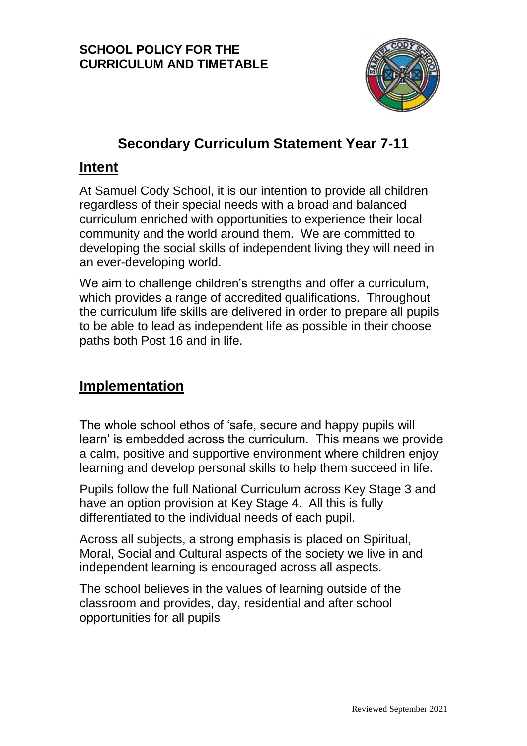**SCHOOL POLICY FOR THE CURRICULUM AND TIMETABLE**

# Secondary Curriculum Statement Year 7-11

## Intent

At Samuel Cody School, it is our intention to provide all children regardless of their special needs with a broad and balanced curriculum enriched with opportunities to experience their local community and the world around them. We are committed to developing the social skills of independent living they will need in an ever-developing world.

We aim to challenge children's strengths and offer a curriculum, which provides a range of accredited qualifications. Throughout the curriculum life skills are delivered in order to prepare all pupils to be able to lead as independent life as possible in their choose paths both Post 16 and in life.

## Implementation

The whole school ethos of 'safe, secure and happy pupils will learn' is embedded across the curriculum. This means we provide a calm, positive and supportive environment where children enjoy learning and develop personal skills to help them succeed in life.

Pupils follow the full National Curriculum across Key Stage 3 and have an option provision at Key Stage 4. All this is fully differentiated to the individual needs of each pupil.

Across all subjects, a strong emphasis is placed on Spiritual, Moral, Social and Cultural aspects of the society we live in and independent learning is encouraged across all aspects.

The school believes in the values of learning outside of the classroom and provides, day, residential and after school opportunities for all pupils

Reviewed September 2021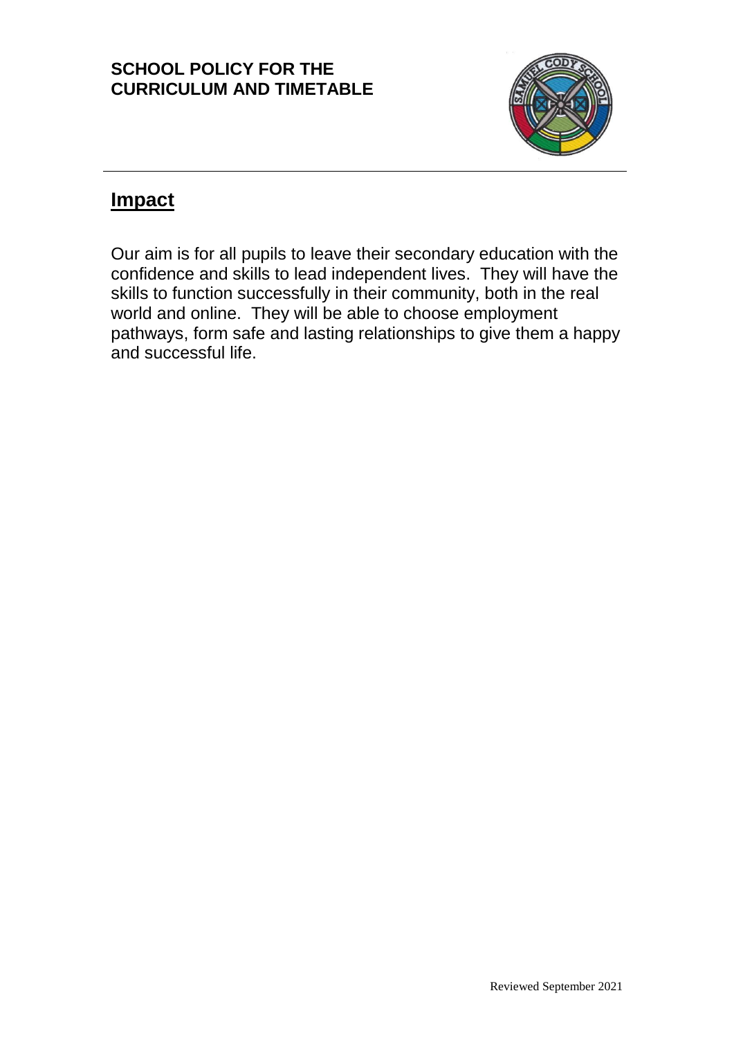## Impact

Our aim is for all pupils to leave their secondary education with the confidence and skills to lead independent lives. They will have the skills to function successfully in their community, both in the real world and online. They will be able to choose employment pathways, form safe and lasting relationships to give them a happy and successful life.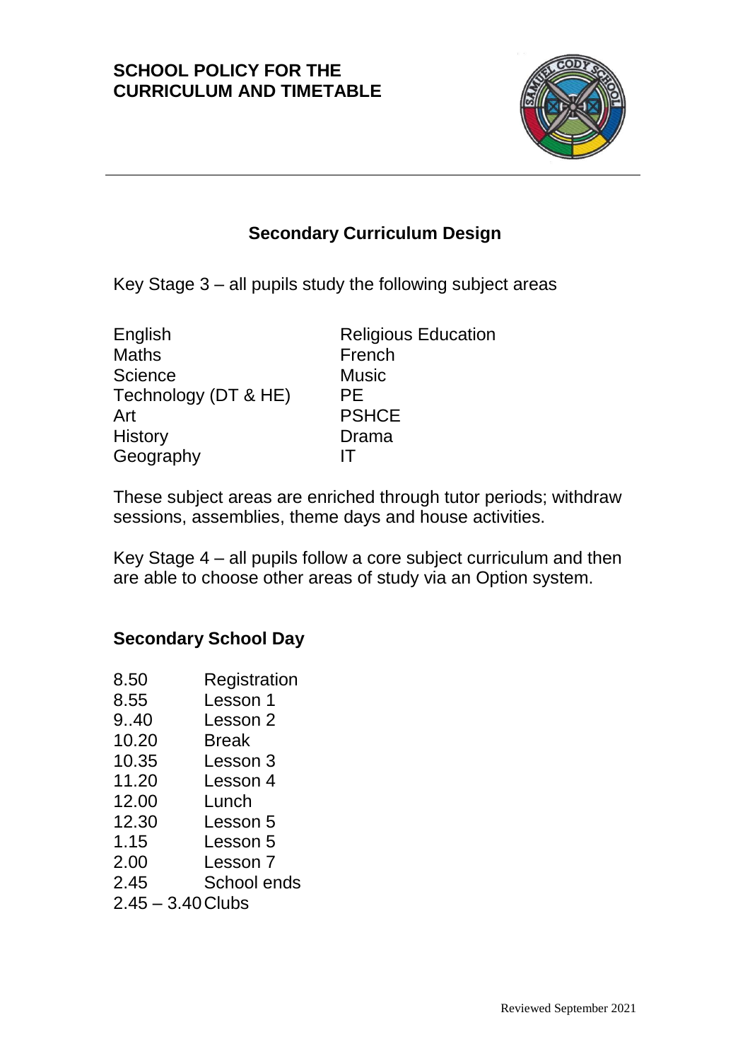SCHOOL POLICY FOR THE
CURRICULUM AND TIMETABLE

## Secondary Curriculum Design

Key Stage 3 – all pupils study the following subject areas

| | |
|---|---|
| English | Religious Education |
| Maths | French |
| Science | Music |
| Technology (DT & HE) | PE |
| Art | PSHCE |
| History | Drama |
| Geography | IT |

These subject areas are enriched through tutor periods; withdraw sessions, assemblies, theme days and house activities.

Key Stage 4 – all pupils follow a core subject curriculum and then are able to choose other areas of study via an Option system.

### Secondary School Day

| | |
|---|---|
| 8.50 | Registration |
| 8.55 | Lesson 1 |
| 9..40 | Lesson 2 |
| 10.20 | Break |
| 10.35 | Lesson 3 |
| 11.20 | Lesson 4 |
| 12.00 | Lunch |
| 12.30 | Lesson 5 |
| 1.15 | Lesson 5 |
| 2.00 | Lesson 7 |
| 2.45 | School ends |
| 2.45 – 3.40 | Clubs |

Reviewed September 2021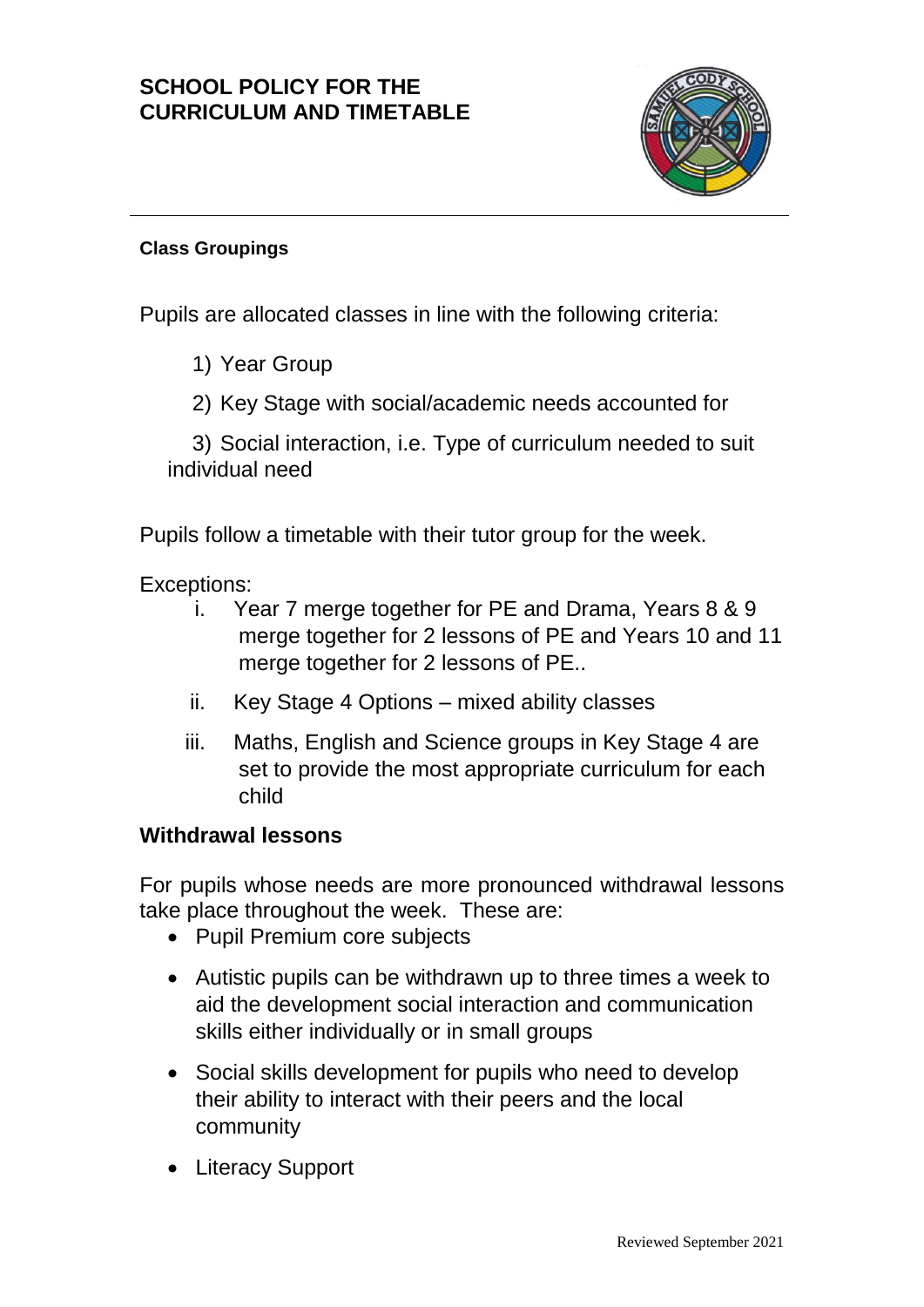# SCHOOL POLICY FOR THE CURRICULUM AND TIMETABLE

**Class Groupings**

Pupils are allocated classes in line with the following criteria:

1) Year Group
2) Key Stage with social/academic needs accounted for
3) Social interaction, i.e. Type of curriculum needed to suit individual need

Pupils follow a timetable with their tutor group for the week.

Exceptions:

i. Year 7 merge together for PE and Drama, Years 8 & 9 merge together for 2 lessons of PE and Years 10 and 11 merge together for 2 lessons of PE..
ii. Key Stage 4 Options – mixed ability classes
iii. Maths, English and Science groups in Key Stage 4 are set to provide the most appropriate curriculum for each child

## Withdrawal lessons

For pupils whose needs are more pronounced withdrawal lessons take place throughout the week. These are:

- Pupil Premium core subjects
- Autistic pupils can be withdrawn up to three times a week to aid the development social interaction and communication skills either individually or in small groups
- Social skills development for pupils who need to develop their ability to interact with their peers and the local community
- Literacy Support

Reviewed September 2021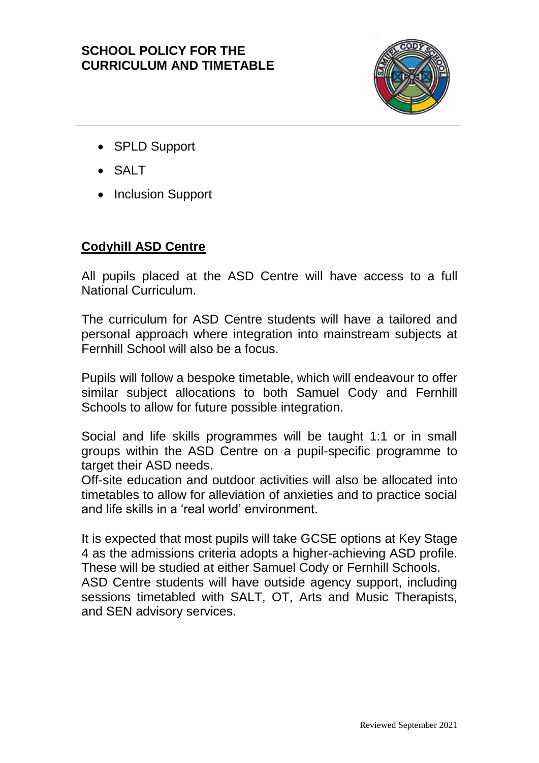- SPLD Support
- SALT
- Inclusion Support

## Codyhill ASD Centre

All pupils placed at the ASD Centre will have access to a full National Curriculum.

The curriculum for ASD Centre students will have a tailored and personal approach where integration into mainstream subjects at Fernhill School will also be a focus.

Pupils will follow a bespoke timetable, which will endeavour to offer similar subject allocations to both Samuel Cody and Fernhill Schools to allow for future possible integration.

Social and life skills programmes will be taught 1:1 or in small groups within the ASD Centre on a pupil-specific programme to target their ASD needs.
Off-site education and outdoor activities will also be allocated into timetables to allow for alleviation of anxieties and to practice social and life skills in a 'real world' environment.

It is expected that most pupils will take GCSE options at Key Stage 4 as the admissions criteria adopts a higher-achieving ASD profile. These will be studied at either Samuel Cody or Fernhill Schools.
ASD Centre students will have outside agency support, including sessions timetabled with SALT, OT, Arts and Music Therapists, and SEN advisory services.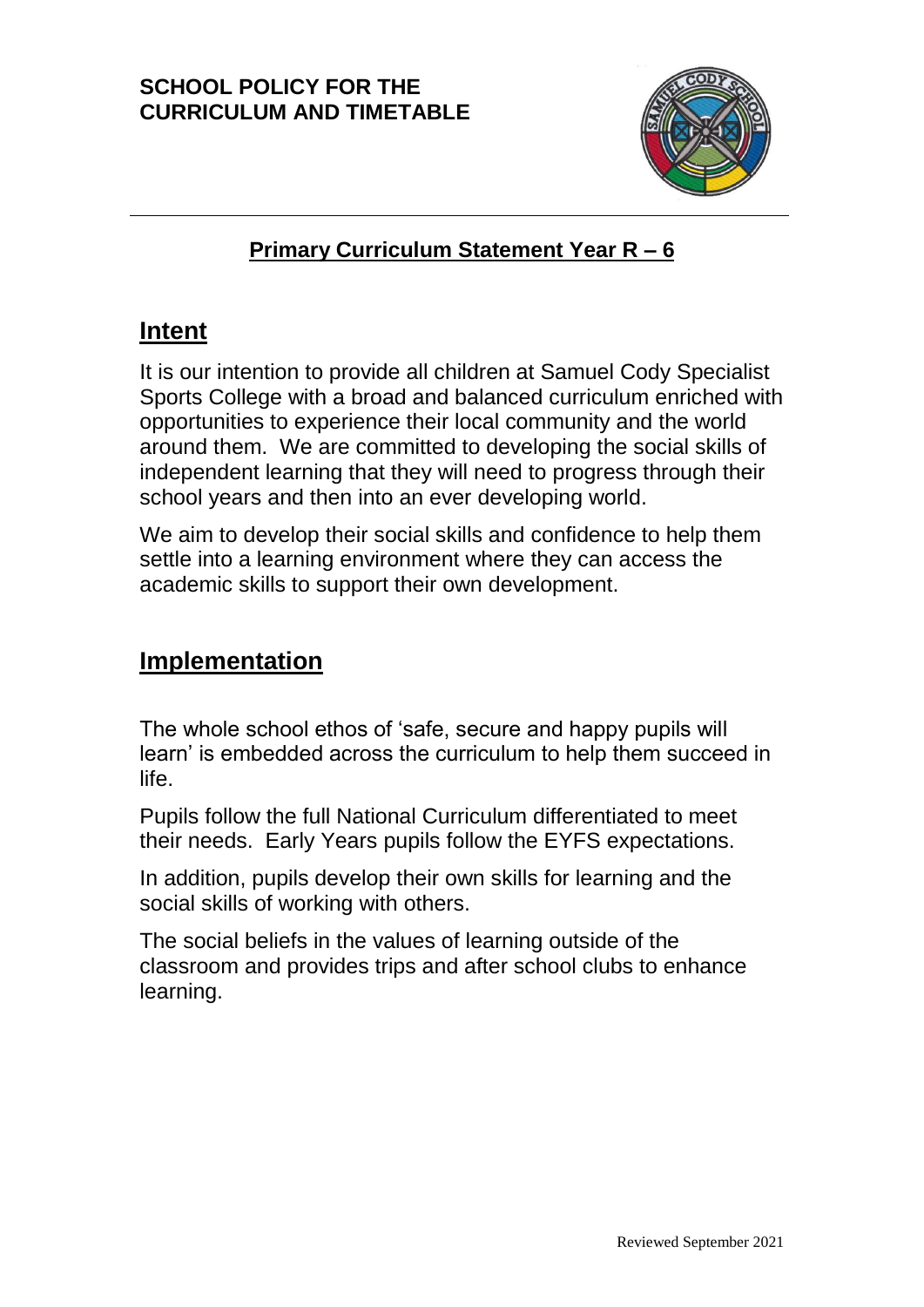**SCHOOL POLICY FOR THE CURRICULUM AND TIMETABLE**

## Primary Curriculum Statement Year R – 6

## Intent

It is our intention to provide all children at Samuel Cody Specialist Sports College with a broad and balanced curriculum enriched with opportunities to experience their local community and the world around them. We are committed to developing the social skills of independent learning that they will need to progress through their school years and then into an ever developing world.

We aim to develop their social skills and confidence to help them settle into a learning environment where they can access the academic skills to support their own development.

## Implementation

The whole school ethos of 'safe, secure and happy pupils will learn' is embedded across the curriculum to help them succeed in life.

Pupils follow the full National Curriculum differentiated to meet their needs. Early Years pupils follow the EYFS expectations.

In addition, pupils develop their own skills for learning and the social skills of working with others.

The social beliefs in the values of learning outside of the classroom and provides trips and after school clubs to enhance learning.

Reviewed September 2021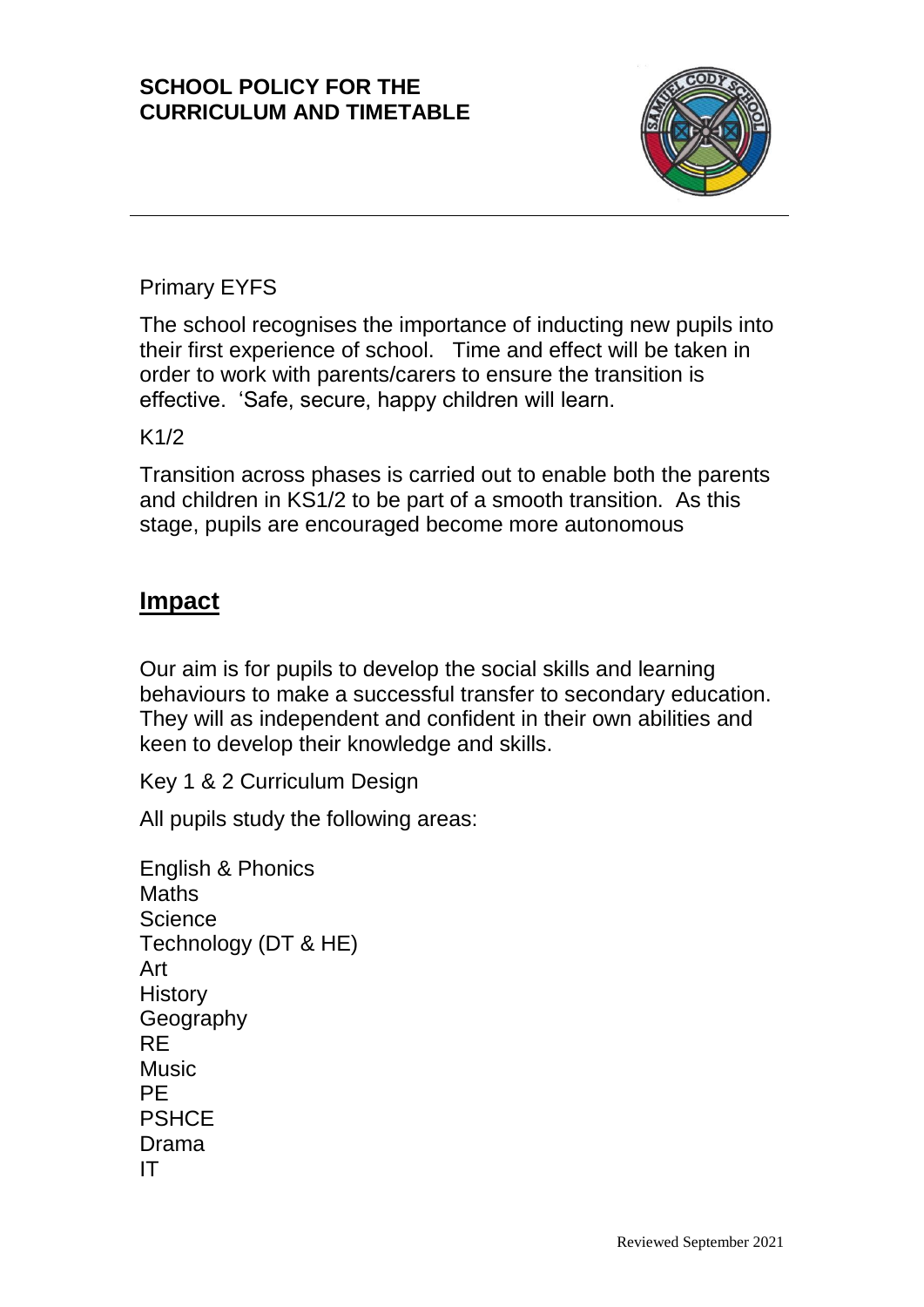Primary EYFS

The school recognises the importance of inducting new pupils into their first experience of school. Time and effect will be taken in order to work with parents/carers to ensure the transition is effective. 'Safe, secure, happy children will learn.

K1/2

Transition across phases is carried out to enable both the parents and children in KS1/2 to be part of a smooth transition. As this stage, pupils are encouraged become more autonomous

## **Impact**

Our aim is for pupils to develop the social skills and learning behaviours to make a successful transfer to secondary education. They will as independent and confident in their own abilities and keen to develop their knowledge and skills.

Key 1 & 2 Curriculum Design

All pupils study the following areas:

English & Phonics
Maths
Science
Technology (DT & HE)
Art
History
Geography
RE
Music
PE
PSHCE
Drama
IT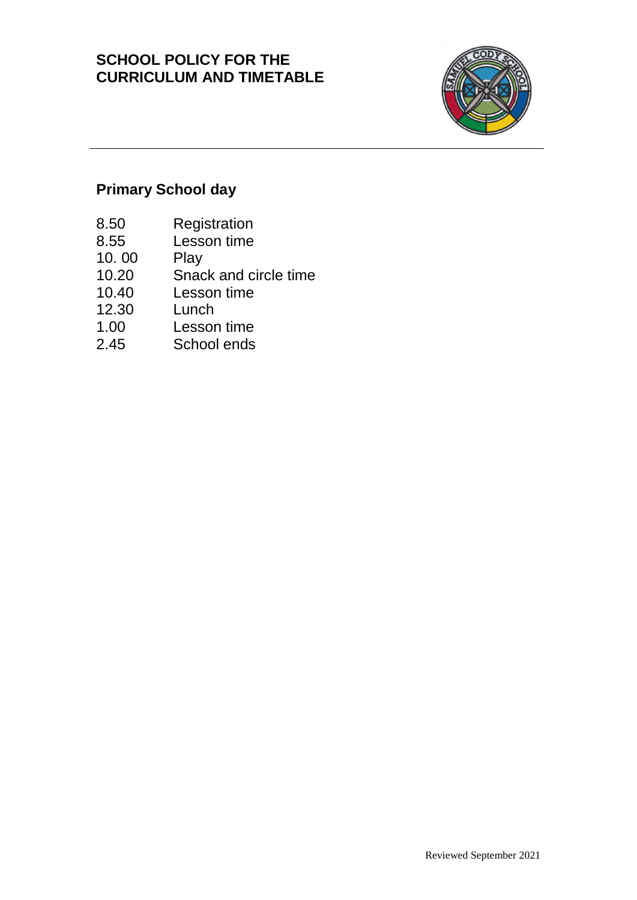## Primary School day

| | |
|---|---|
| 8.50 | Registration |
| 8.55 | Lesson time |
| 10. 00 | Play |
| 10.20 | Snack and circle time |
| 10.40 | Lesson time |
| 12.30 | Lunch |
| 1.00 | Lesson time |
| 2.45 | School ends |